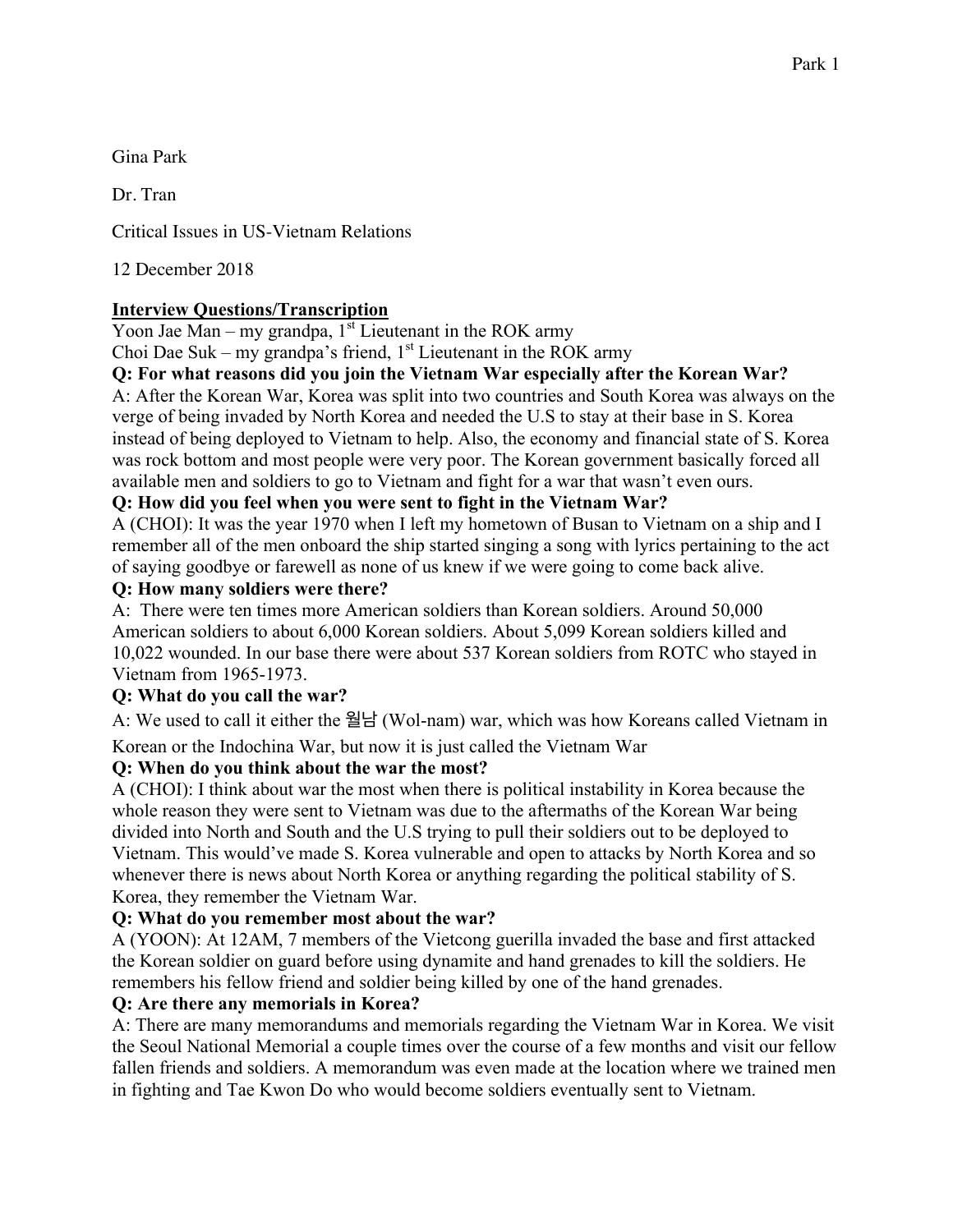Gina Park

Dr. Tran

Critical Issues in US-Vietnam Relations

12 December 2018

**Interview Questions/Transcription**

Yoon Jae Man – my grandpa, 1st Lieutenant in the ROK army

Choi Dae Suk – my grandpa's friend, 1st Lieutenant in the ROK army

**Q: For what reasons did you join the Vietnam War especially after the Korean War?**

A: After the Korean War, Korea was split into two countries and South Korea was always on the verge of being invaded by North Korea and needed the U.S to stay at their base in S. Korea instead of being deployed to Vietnam to help. Also, the economy and financial state of S. Korea was rock bottom and most people were very poor. The Korean government basically forced all available men and soldiers to go to Vietnam and fight for a war that wasn't even ours.

**Q: How did you feel when you were sent to fight in the Vietnam War?**

A (CHOI): It was the year 1970 when I left my hometown of Busan to Vietnam on a ship and I remember all of the men onboard the ship started singing a song with lyrics pertaining to the act of saying goodbye or farewell as none of us knew if we were going to come back alive.

**Q: How many soldiers were there?**

A: There were ten times more American soldiers than Korean soldiers. Around 50,000 American soldiers to about 6,000 Korean soldiers. About 5,099 Korean soldiers killed and 10,022 wounded. In our base there were about 537 Korean soldiers from ROTC who stayed in Vietnam from 1965-1973.

**Q: What do you call the war?**

A: We used to call it either the 월남 (Wol-nam) war, which was how Koreans called Vietnam in Korean or the Indochina War, but now it is just called the Vietnam War

**Q: When do you think about the war the most?**

A (CHOI): I think about war the most when there is political instability in Korea because the whole reason they were sent to Vietnam was due to the aftermaths of the Korean War being divided into North and South and the U.S trying to pull their soldiers out to be deployed to Vietnam. This would've made S. Korea vulnerable and open to attacks by North Korea and so whenever there is news about North Korea or anything regarding the political stability of S. Korea, they remember the Vietnam War.

**Q: What do you remember most about the war?**

A (YOON): At 12AM, 7 members of the Vietcong guerilla invaded the base and first attacked the Korean soldier on guard before using dynamite and hand grenades to kill the soldiers. He remembers his fellow friend and soldier being killed by one of the hand grenades.

**Q: Are there any memorials in Korea?**

A: There are many memorandums and memorials regarding the Vietnam War in Korea. We visit the Seoul National Memorial a couple times over the course of a few months and visit our fellow fallen friends and soldiers. A memorandum was even made at the location where we trained men in fighting and Tae Kwon Do who would become soldiers eventually sent to Vietnam.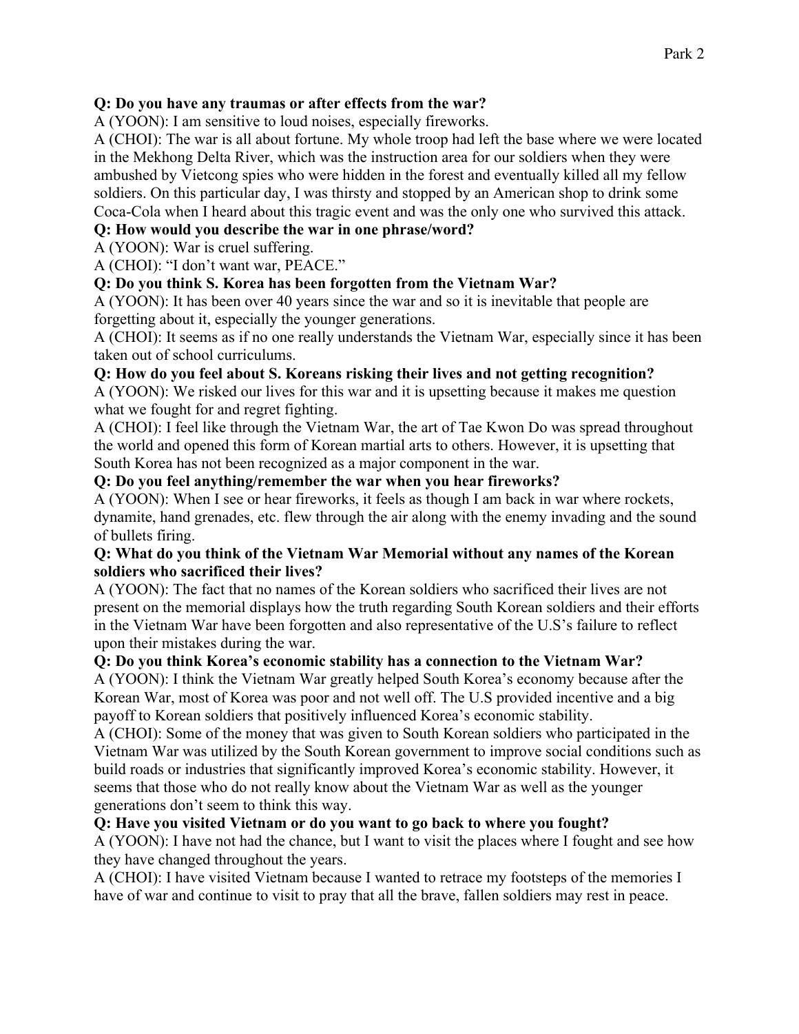**Q: Do you have any traumas or after effects from the war?**

A (YOON): I am sensitive to loud noises, especially fireworks.

A (CHOI): The war is all about fortune. My whole troop had left the base where we were located in the Mekhong Delta River, which was the instruction area for our soldiers when they were ambushed by Vietcong spies who were hidden in the forest and eventually killed all my fellow soldiers. On this particular day, I was thirsty and stopped by an American shop to drink some Coca-Cola when I heard about this tragic event and was the only one who survived this attack.

**Q: How would you describe the war in one phrase/word?**

A (YOON): War is cruel suffering.

A (CHOI): "I don't want war, PEACE."

**Q: Do you think S. Korea has been forgotten from the Vietnam War?**

A (YOON): It has been over 40 years since the war and so it is inevitable that people are forgetting about it, especially the younger generations.

A (CHOI): It seems as if no one really understands the Vietnam War, especially since it has been taken out of school curriculums.

**Q: How do you feel about S. Koreans risking their lives and not getting recognition?**

A (YOON): We risked our lives for this war and it is upsetting because it makes me question what we fought for and regret fighting.

A (CHOI): I feel like through the Vietnam War, the art of Tae Kwon Do was spread throughout the world and opened this form of Korean martial arts to others. However, it is upsetting that South Korea has not been recognized as a major component in the war.

**Q: Do you feel anything/remember the war when you hear fireworks?**

A (YOON): When I see or hear fireworks, it feels as though I am back in war where rockets, dynamite, hand grenades, etc. flew through the air along with the enemy invading and the sound of bullets firing.

**Q: What do you think of the Vietnam War Memorial without any names of the Korean soldiers who sacrificed their lives?**

A (YOON): The fact that no names of the Korean soldiers who sacrificed their lives are not present on the memorial displays how the truth regarding South Korean soldiers and their efforts in the Vietnam War have been forgotten and also representative of the U.S's failure to reflect upon their mistakes during the war.

**Q: Do you think Korea's economic stability has a connection to the Vietnam War?**

A (YOON): I think the Vietnam War greatly helped South Korea's economy because after the Korean War, most of Korea was poor and not well off. The U.S provided incentive and a big payoff to Korean soldiers that positively influenced Korea's economic stability.

A (CHOI): Some of the money that was given to South Korean soldiers who participated in the Vietnam War was utilized by the South Korean government to improve social conditions such as build roads or industries that significantly improved Korea's economic stability. However, it seems that those who do not really know about the Vietnam War as well as the younger generations don't seem to think this way.

**Q: Have you visited Vietnam or do you want to go back to where you fought?**

A (YOON): I have not had the chance, but I want to visit the places where I fought and see how they have changed throughout the years.

A (CHOI): I have visited Vietnam because I wanted to retrace my footsteps of the memories I have of war and continue to visit to pray that all the brave, fallen soldiers may rest in peace.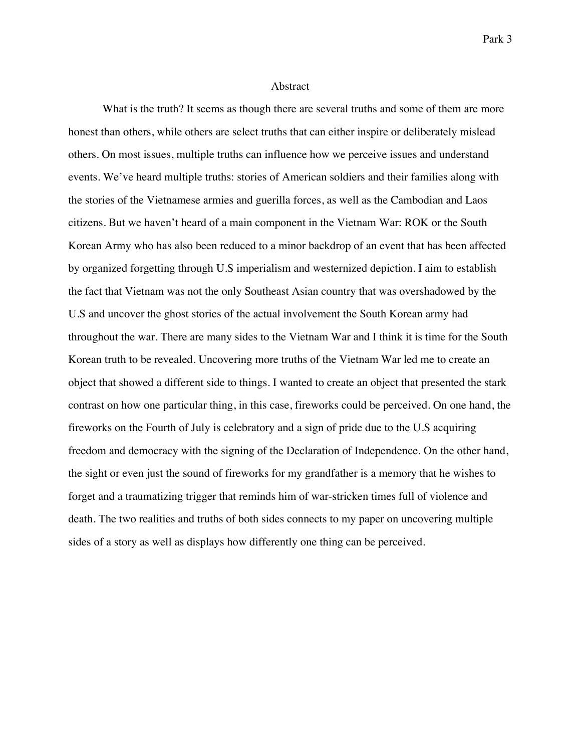# Abstract

What is the truth? It seems as though there are several truths and some of them are more honest than others, while others are select truths that can either inspire or deliberately mislead others. On most issues, multiple truths can influence how we perceive issues and understand events. We've heard multiple truths: stories of American soldiers and their families along with the stories of the Vietnamese armies and guerilla forces, as well as the Cambodian and Laos citizens. But we haven't heard of a main component in the Vietnam War: ROK or the South Korean Army who has also been reduced to a minor backdrop of an event that has been affected by organized forgetting through U.S imperialism and westernized depiction. I aim to establish the fact that Vietnam was not the only Southeast Asian country that was overshadowed by the U.S and uncover the ghost stories of the actual involvement the South Korean army had throughout the war. There are many sides to the Vietnam War and I think it is time for the South Korean truth to be revealed. Uncovering more truths of the Vietnam War led me to create an object that showed a different side to things. I wanted to create an object that presented the stark contrast on how one particular thing, in this case, fireworks could be perceived. On one hand, the fireworks on the Fourth of July is celebratory and a sign of pride due to the U.S acquiring freedom and democracy with the signing of the Declaration of Independence. On the other hand, the sight or even just the sound of fireworks for my grandfather is a memory that he wishes to forget and a traumatizing trigger that reminds him of war-stricken times full of violence and death. The two realities and truths of both sides connects to my paper on uncovering multiple sides of a story as well as displays how differently one thing can be perceived.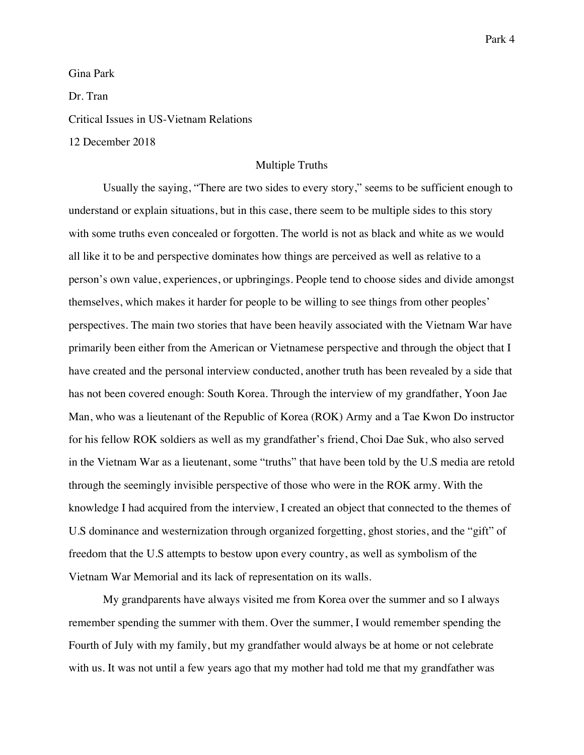Gina Park

Dr. Tran

Critical Issues in US-Vietnam Relations

12 December 2018

Multiple Truths

Usually the saying, "There are two sides to every story," seems to be sufficient enough to understand or explain situations, but in this case, there seem to be multiple sides to this story with some truths even concealed or forgotten. The world is not as black and white as we would all like it to be and perspective dominates how things are perceived as well as relative to a person's own value, experiences, or upbringings. People tend to choose sides and divide amongst themselves, which makes it harder for people to be willing to see things from other peoples' perspectives. The main two stories that have been heavily associated with the Vietnam War have primarily been either from the American or Vietnamese perspective and through the object that I have created and the personal interview conducted, another truth has been revealed by a side that has not been covered enough: South Korea. Through the interview of my grandfather, Yoon Jae Man, who was a lieutenant of the Republic of Korea (ROK) Army and a Tae Kwon Do instructor for his fellow ROK soldiers as well as my grandfather's friend, Choi Dae Suk, who also served in the Vietnam War as a lieutenant, some "truths" that have been told by the U.S media are retold through the seemingly invisible perspective of those who were in the ROK army. With the knowledge I had acquired from the interview, I created an object that connected to the themes of U.S dominance and westernization through organized forgetting, ghost stories, and the "gift" of freedom that the U.S attempts to bestow upon every country, as well as symbolism of the Vietnam War Memorial and its lack of representation on its walls.

My grandparents have always visited me from Korea over the summer and so I always remember spending the summer with them. Over the summer, I would remember spending the Fourth of July with my family, but my grandfather would always be at home or not celebrate with us. It was not until a few years ago that my mother had told me that my grandfather was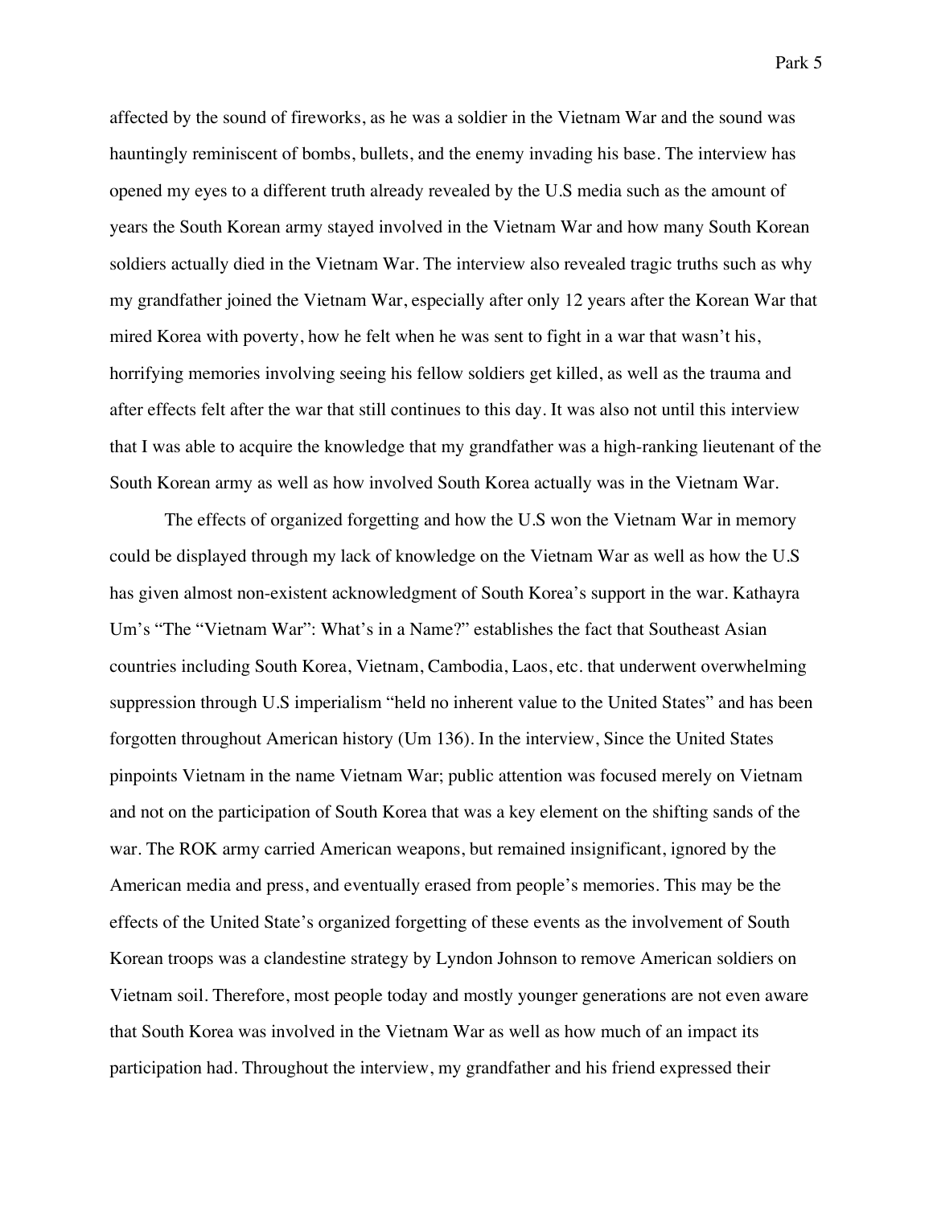affected by the sound of fireworks, as he was a soldier in the Vietnam War and the sound was hauntingly reminiscent of bombs, bullets, and the enemy invading his base. The interview has opened my eyes to a different truth already revealed by the U.S media such as the amount of years the South Korean army stayed involved in the Vietnam War and how many South Korean soldiers actually died in the Vietnam War. The interview also revealed tragic truths such as why my grandfather joined the Vietnam War, especially after only 12 years after the Korean War that mired Korea with poverty, how he felt when he was sent to fight in a war that wasn't his, horrifying memories involving seeing his fellow soldiers get killed, as well as the trauma and after effects felt after the war that still continues to this day. It was also not until this interview that I was able to acquire the knowledge that my grandfather was a high-ranking lieutenant of the South Korean army as well as how involved South Korea actually was in the Vietnam War.

The effects of organized forgetting and how the U.S won the Vietnam War in memory could be displayed through my lack of knowledge on the Vietnam War as well as how the U.S has given almost non-existent acknowledgment of South Korea's support in the war. Kathayra Um's "The "Vietnam War": What's in a Name?" establishes the fact that Southeast Asian countries including South Korea, Vietnam, Cambodia, Laos, etc. that underwent overwhelming suppression through U.S imperialism "held no inherent value to the United States" and has been forgotten throughout American history (Um 136). In the interview, Since the United States pinpoints Vietnam in the name Vietnam War; public attention was focused merely on Vietnam and not on the participation of South Korea that was a key element on the shifting sands of the war. The ROK army carried American weapons, but remained insignificant, ignored by the American media and press, and eventually erased from people's memories. This may be the effects of the United State's organized forgetting of these events as the involvement of South Korean troops was a clandestine strategy by Lyndon Johnson to remove American soldiers on Vietnam soil. Therefore, most people today and mostly younger generations are not even aware that South Korea was involved in the Vietnam War as well as how much of an impact its participation had. Throughout the interview, my grandfather and his friend expressed their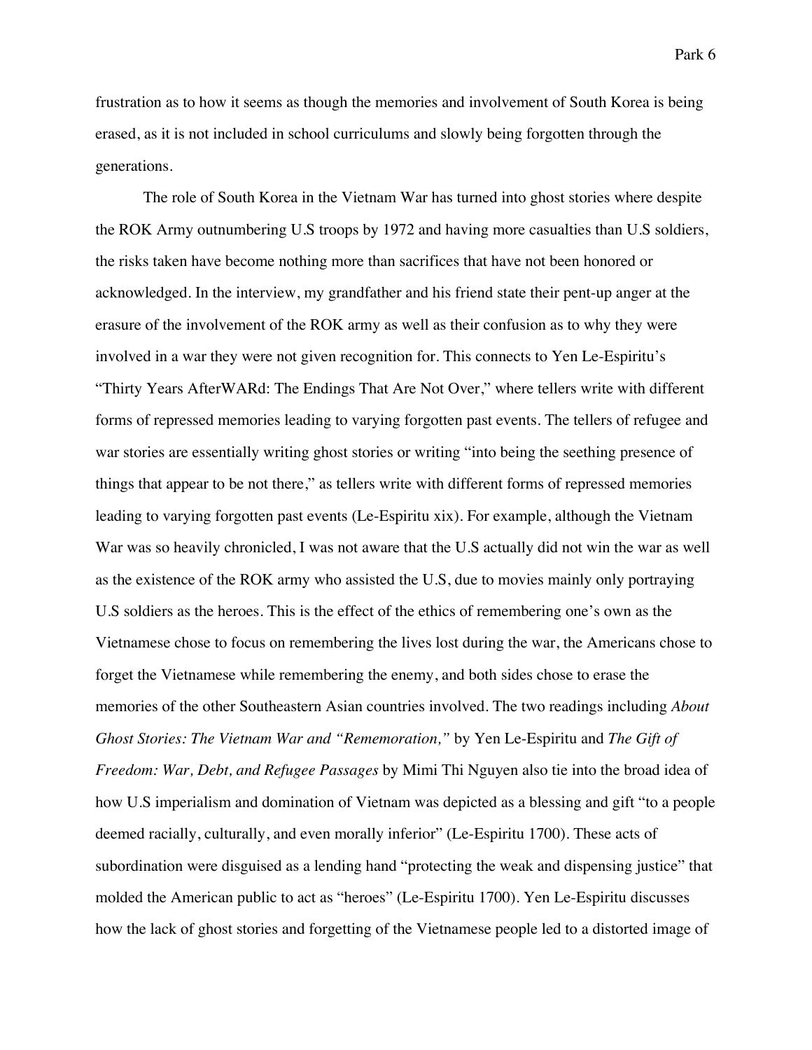frustration as to how it seems as though the memories and involvement of South Korea is being erased, as it is not included in school curriculums and slowly being forgotten through the generations.

The role of South Korea in the Vietnam War has turned into ghost stories where despite the ROK Army outnumbering U.S troops by 1972 and having more casualties than U.S soldiers, the risks taken have become nothing more than sacrifices that have not been honored or acknowledged. In the interview, my grandfather and his friend state their pent-up anger at the erasure of the involvement of the ROK army as well as their confusion as to why they were involved in a war they were not given recognition for. This connects to Yen Le-Espiritu's "Thirty Years AfterWARd: The Endings That Are Not Over," where tellers write with different forms of repressed memories leading to varying forgotten past events. The tellers of refugee and war stories are essentially writing ghost stories or writing "into being the seething presence of things that appear to be not there," as tellers write with different forms of repressed memories leading to varying forgotten past events (Le-Espiritu xix). For example, although the Vietnam War was so heavily chronicled, I was not aware that the U.S actually did not win the war as well as the existence of the ROK army who assisted the U.S, due to movies mainly only portraying U.S soldiers as the heroes. This is the effect of the ethics of remembering one's own as the Vietnamese chose to focus on remembering the lives lost during the war, the Americans chose to forget the Vietnamese while remembering the enemy, and both sides chose to erase the memories of the other Southeastern Asian countries involved. The two readings including *About Ghost Stories: The Vietnam War and "Rememoration,"* by Yen Le-Espiritu and *The Gift of Freedom: War, Debt, and Refugee Passages* by Mimi Thi Nguyen also tie into the broad idea of how U.S imperialism and domination of Vietnam was depicted as a blessing and gift "to a people deemed racially, culturally, and even morally inferior" (Le-Espiritu 1700). These acts of subordination were disguised as a lending hand "protecting the weak and dispensing justice" that molded the American public to act as "heroes" (Le-Espiritu 1700). Yen Le-Espiritu discusses how the lack of ghost stories and forgetting of the Vietnamese people led to a distorted image of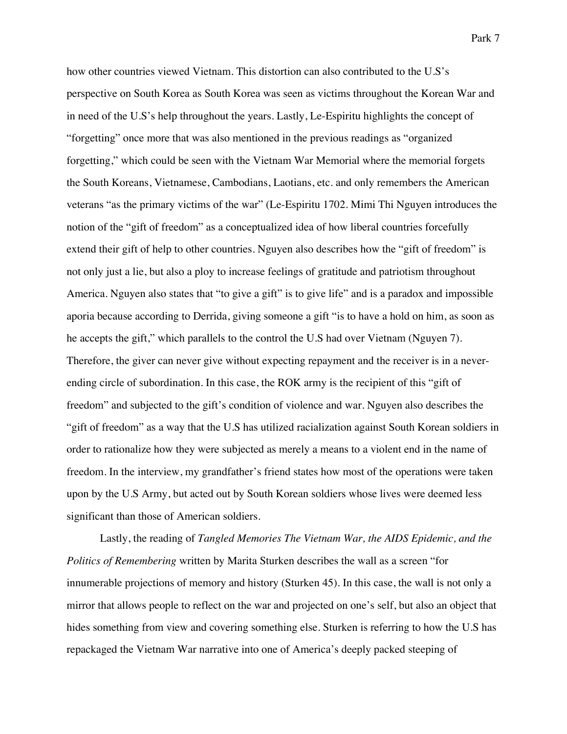how other countries viewed Vietnam. This distortion can also contributed to the U.S's perspective on South Korea as South Korea was seen as victims throughout the Korean War and in need of the U.S's help throughout the years. Lastly, Le-Espiritu highlights the concept of "forgetting" once more that was also mentioned in the previous readings as "organized forgetting," which could be seen with the Vietnam War Memorial where the memorial forgets the South Koreans, Vietnamese, Cambodians, Laotians, etc. and only remembers the American veterans "as the primary victims of the war" (Le-Espiritu 1702. Mimi Thi Nguyen introduces the notion of the "gift of freedom" as a conceptualized idea of how liberal countries forcefully extend their gift of help to other countries. Nguyen also describes how the "gift of freedom" is not only just a lie, but also a ploy to increase feelings of gratitude and patriotism throughout America. Nguyen also states that "to give a gift" is to give life" and is a paradox and impossible aporia because according to Derrida, giving someone a gift "is to have a hold on him, as soon as he accepts the gift," which parallels to the control the U.S had over Vietnam (Nguyen 7). Therefore, the giver can never give without expecting repayment and the receiver is in a never-ending circle of subordination. In this case, the ROK army is the recipient of this "gift of freedom" and subjected to the gift's condition of violence and war. Nguyen also describes the "gift of freedom" as a way that the U.S has utilized racialization against South Korean soldiers in order to rationalize how they were subjected as merely a means to a violent end in the name of freedom. In the interview, my grandfather's friend states how most of the operations were taken upon by the U.S Army, but acted out by South Korean soldiers whose lives were deemed less significant than those of American soldiers.

Lastly, the reading of *Tangled Memories The Vietnam War, the AIDS Epidemic, and the Politics of Remembering* written by Marita Sturken describes the wall as a screen "for innumerable projections of memory and history (Sturken 45). In this case, the wall is not only a mirror that allows people to reflect on the war and projected on one's self, but also an object that hides something from view and covering something else. Sturken is referring to how the U.S has repackaged the Vietnam War narrative into one of America's deeply packed steeping of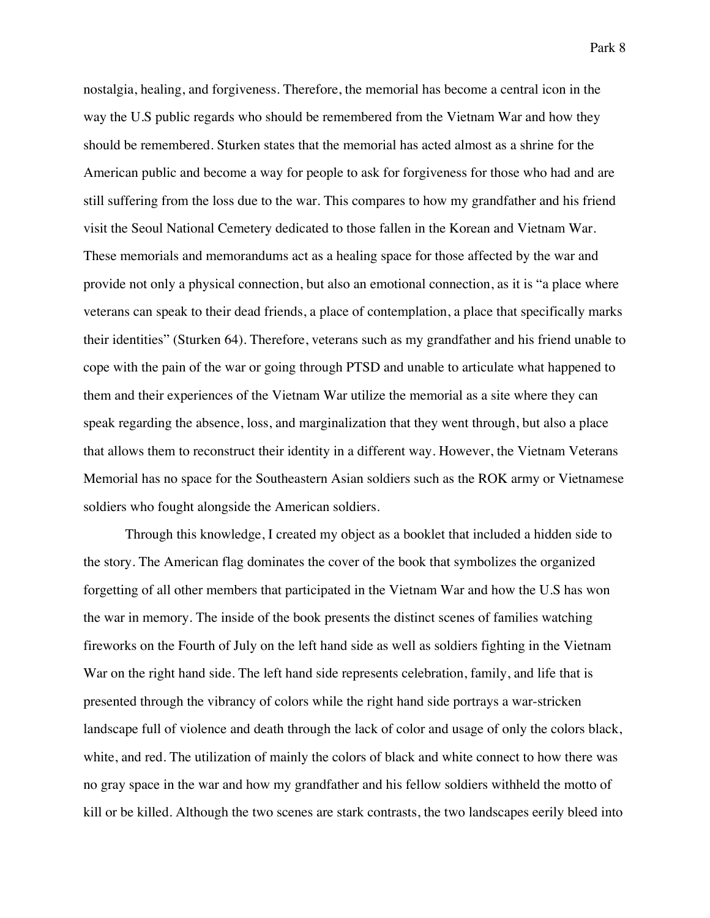nostalgia, healing, and forgiveness. Therefore, the memorial has become a central icon in the way the U.S public regards who should be remembered from the Vietnam War and how they should be remembered. Sturken states that the memorial has acted almost as a shrine for the American public and become a way for people to ask for forgiveness for those who had and are still suffering from the loss due to the war. This compares to how my grandfather and his friend visit the Seoul National Cemetery dedicated to those fallen in the Korean and Vietnam War. These memorials and memorandums act as a healing space for those affected by the war and provide not only a physical connection, but also an emotional connection, as it is "a place where veterans can speak to their dead friends, a place of contemplation, a place that specifically marks their identities" (Sturken 64). Therefore, veterans such as my grandfather and his friend unable to cope with the pain of the war or going through PTSD and unable to articulate what happened to them and their experiences of the Vietnam War utilize the memorial as a site where they can speak regarding the absence, loss, and marginalization that they went through, but also a place that allows them to reconstruct their identity in a different way. However, the Vietnam Veterans Memorial has no space for the Southeastern Asian soldiers such as the ROK army or Vietnamese soldiers who fought alongside the American soldiers.

Through this knowledge, I created my object as a booklet that included a hidden side to the story. The American flag dominates the cover of the book that symbolizes the organized forgetting of all other members that participated in the Vietnam War and how the U.S has won the war in memory. The inside of the book presents the distinct scenes of families watching fireworks on the Fourth of July on the left hand side as well as soldiers fighting in the Vietnam War on the right hand side. The left hand side represents celebration, family, and life that is presented through the vibrancy of colors while the right hand side portrays a war-stricken landscape full of violence and death through the lack of color and usage of only the colors black, white, and red. The utilization of mainly the colors of black and white connect to how there was no gray space in the war and how my grandfather and his fellow soldiers withheld the motto of kill or be killed. Although the two scenes are stark contrasts, the two landscapes eerily bleed into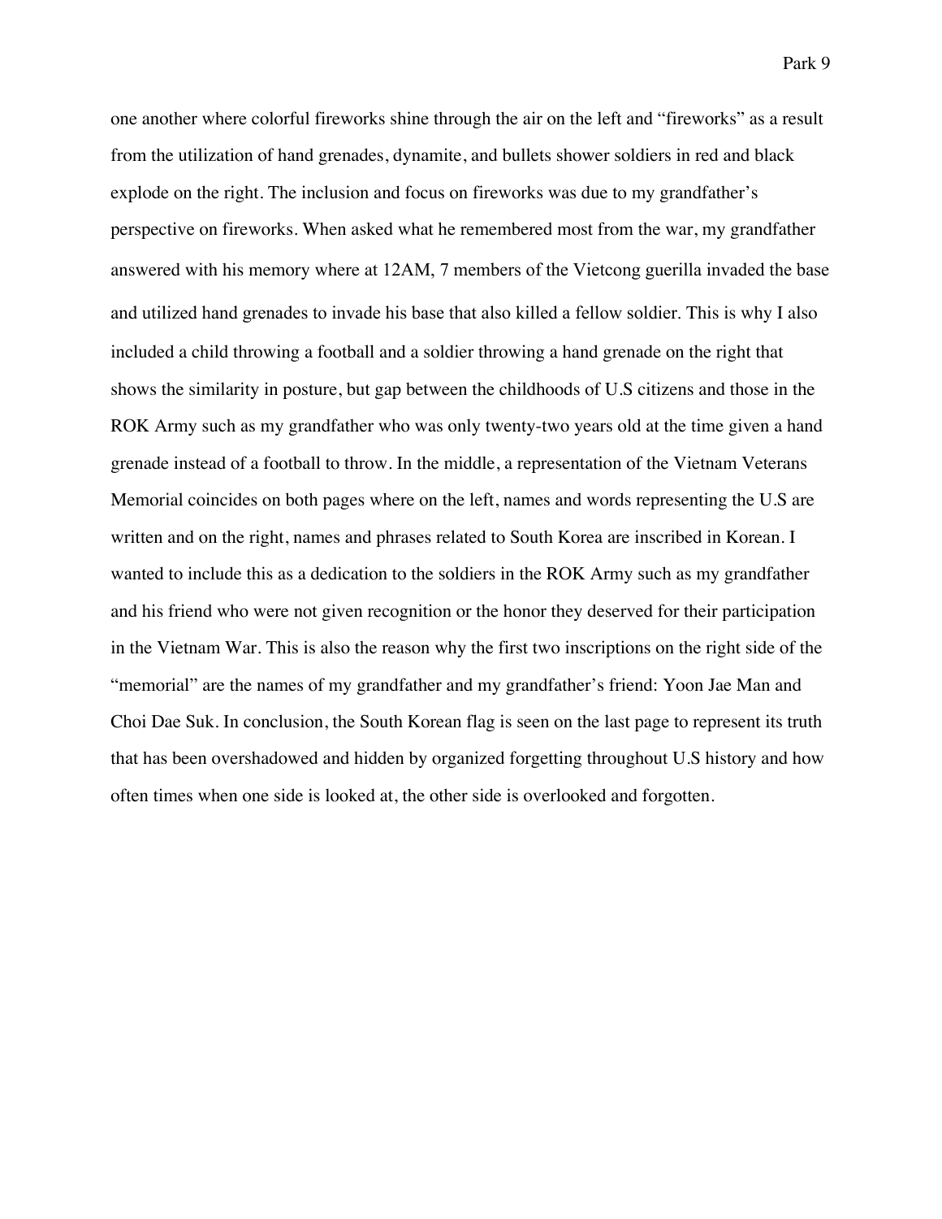one another where colorful fireworks shine through the air on the left and "fireworks" as a result from the utilization of hand grenades, dynamite, and bullets shower soldiers in red and black explode on the right. The inclusion and focus on fireworks was due to my grandfather's perspective on fireworks. When asked what he remembered most from the war, my grandfather answered with his memory where at 12AM, 7 members of the Vietcong guerilla invaded the base and utilized hand grenades to invade his base that also killed a fellow soldier. This is why I also included a child throwing a football and a soldier throwing a hand grenade on the right that shows the similarity in posture, but gap between the childhoods of U.S citizens and those in the ROK Army such as my grandfather who was only twenty-two years old at the time given a hand grenade instead of a football to throw. In the middle, a representation of the Vietnam Veterans Memorial coincides on both pages where on the left, names and words representing the U.S are written and on the right, names and phrases related to South Korea are inscribed in Korean. I wanted to include this as a dedication to the soldiers in the ROK Army such as my grandfather and his friend who were not given recognition or the honor they deserved for their participation in the Vietnam War. This is also the reason why the first two inscriptions on the right side of the "memorial" are the names of my grandfather and my grandfather's friend: Yoon Jae Man and Choi Dae Suk. In conclusion, the South Korean flag is seen on the last page to represent its truth that has been overshadowed and hidden by organized forgetting throughout U.S history and how often times when one side is looked at, the other side is overlooked and forgotten.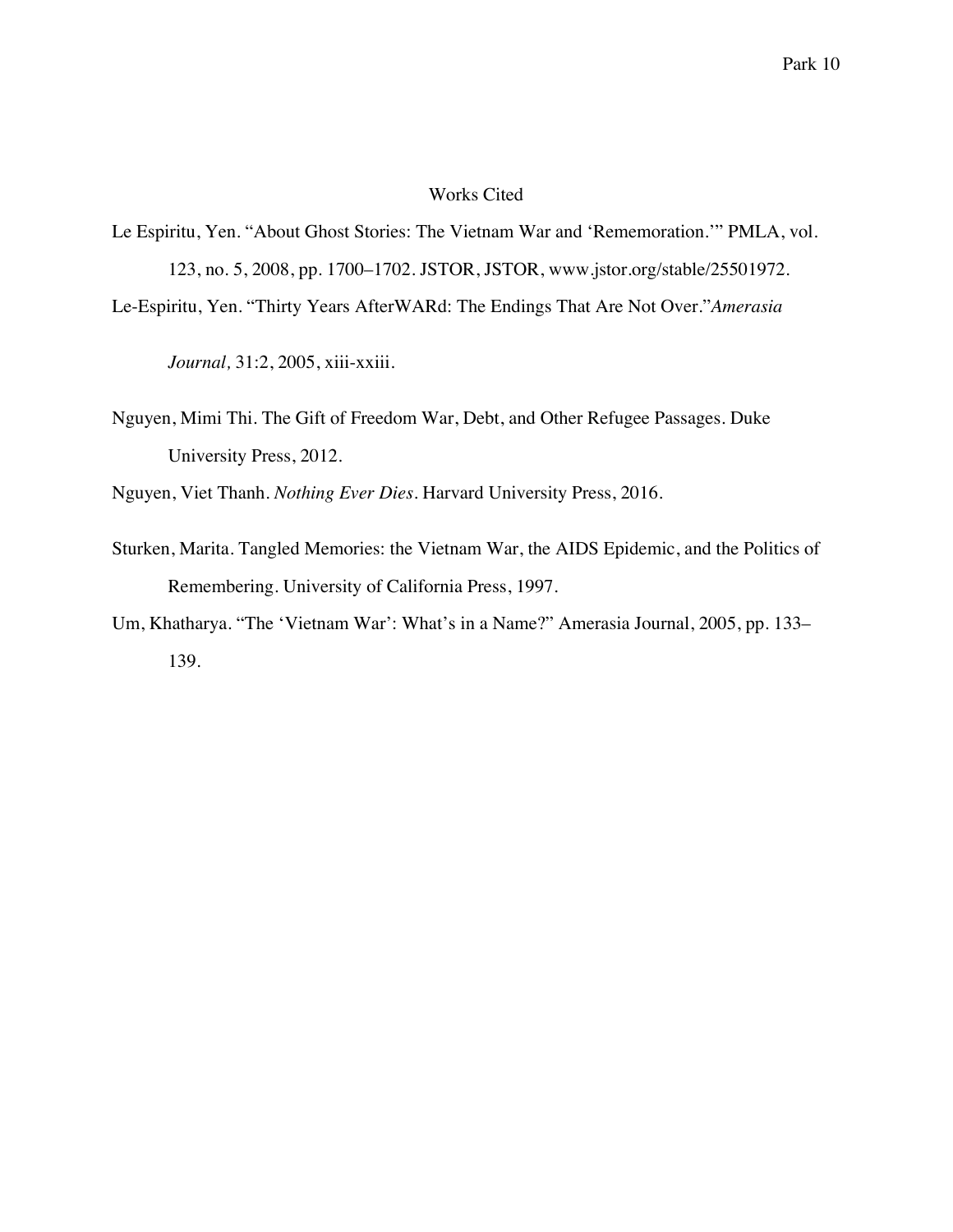## Works Cited

Le Espiritu, Yen. “About Ghost Stories: The Vietnam War and ‘Rememoration.’” PMLA, vol. 123, no. 5, 2008, pp. 1700–1702. JSTOR, JSTOR, www.jstor.org/stable/25501972.

Le-Espiritu, Yen. “Thirty Years AfterWARd: The Endings That Are Not Over.”*Amerasia Journal,* 31:2, 2005, xiii-xxiii.

Nguyen, Mimi Thi. The Gift of Freedom War, Debt, and Other Refugee Passages. Duke University Press, 2012.

Nguyen, Viet Thanh. *Nothing Ever Dies*. Harvard University Press, 2016.

Sturken, Marita. Tangled Memories: the Vietnam War, the AIDS Epidemic, and the Politics of Remembering. University of California Press, 1997.

Um, Khatharya. “The ‘Vietnam War’: What’s in a Name?” Amerasia Journal, 2005, pp. 133–139.